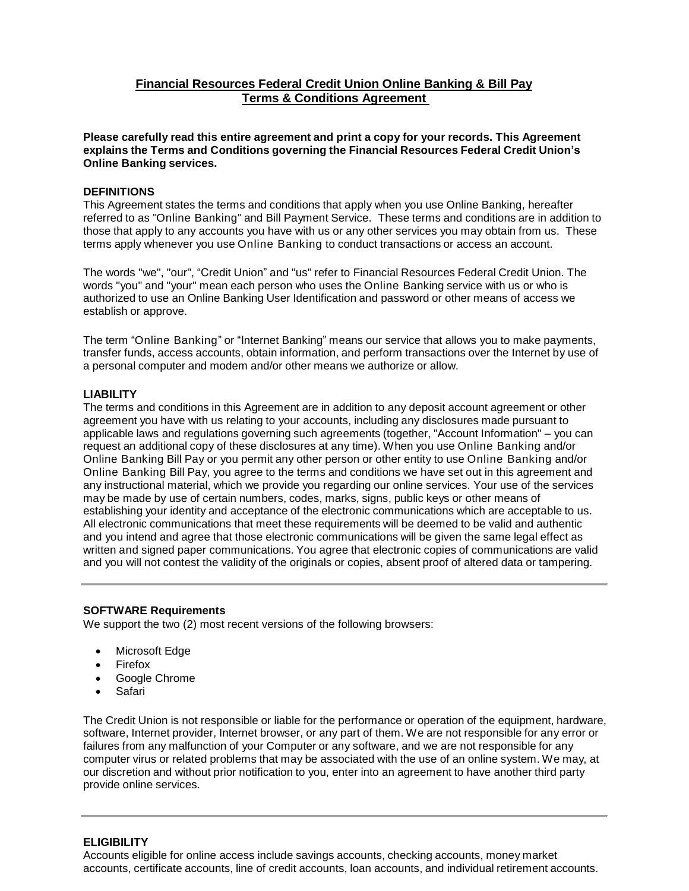# Financial Resources Federal Credit Union Online Banking & Bill Pay Terms & Conditions Agreement

**Please carefully read this entire agreement and print a copy for your records. This Agreement explains the Terms and Conditions governing the Financial Resources Federal Credit Union's Online Banking services.**

### DEFINITIONS

This Agreement states the terms and conditions that apply when you use Online Banking, hereafter referred to as "Online Banking" and Bill Payment Service. These terms and conditions are in addition to those that apply to any accounts you have with us or any other services you may obtain from us. These terms apply whenever you use Online Banking to conduct transactions or access an account.

The words "we", "our", "Credit Union" and "us" refer to Financial Resources Federal Credit Union. The words "you" and "your" mean each person who uses the Online Banking service with us or who is authorized to use an Online Banking User Identification and password or other means of access we establish or approve.

The term "Online Banking" or "Internet Banking" means our service that allows you to make payments, transfer funds, access accounts, obtain information, and perform transactions over the Internet by use of a personal computer and modem and/or other means we authorize or allow.

### LIABILITY

The terms and conditions in this Agreement are in addition to any deposit account agreement or other agreement you have with us relating to your accounts, including any disclosures made pursuant to applicable laws and regulations governing such agreements (together, "Account Information" – you can request an additional copy of these disclosures at any time). When you use Online Banking and/or Online Banking Bill Pay or you permit any other person or other entity to use Online Banking and/or Online Banking Bill Pay, you agree to the terms and conditions we have set out in this agreement and any instructional material, which we provide you regarding our online services. Your use of the services may be made by use of certain numbers, codes, marks, signs, public keys or other means of establishing your identity and acceptance of the electronic communications which are acceptable to us. All electronic communications that meet these requirements will be deemed to be valid and authentic and you intend and agree that those electronic communications will be given the same legal effect as written and signed paper communications. You agree that electronic copies of communications are valid and you will not contest the validity of the originals or copies, absent proof of altered data or tampering.

---

### SOFTWARE Requirements

We support the two (2) most recent versions of the following browsers:

- Microsoft Edge
- Firefox
- Google Chrome
- Safari

The Credit Union is not responsible or liable for the performance or operation of the equipment, hardware, software, Internet provider, Internet browser, or any part of them. We are not responsible for any error or failures from any malfunction of your Computer or any software, and we are not responsible for any computer virus or related problems that may be associated with the use of an online system. We may, at our discretion and without prior notification to you, enter into an agreement to have another third party provide online services.

---

### ELIGIBILITY

Accounts eligible for online access include savings accounts, checking accounts, money market accounts, certificate accounts, line of credit accounts, loan accounts, and individual retirement accounts.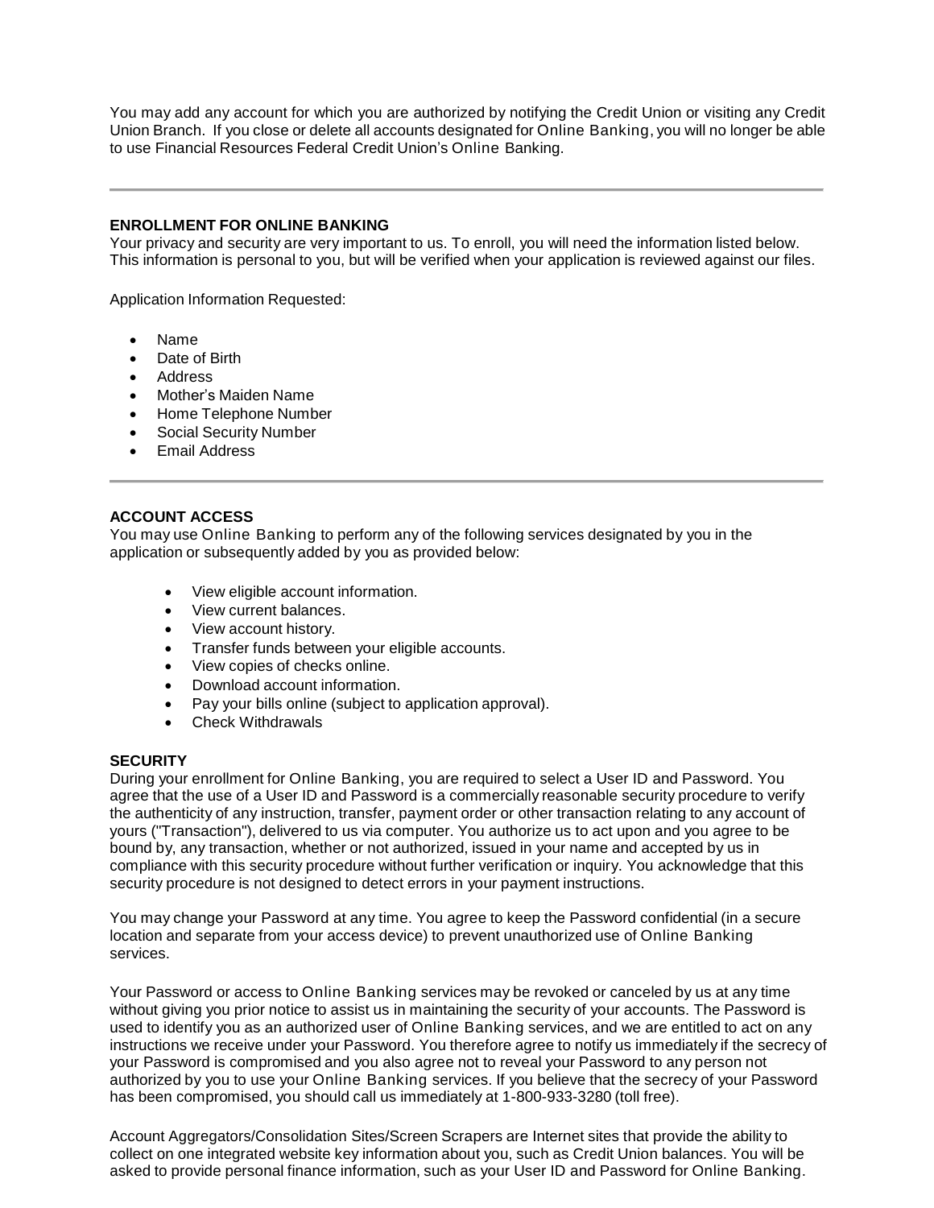You may add any account for which you are authorized by notifying the Credit Union or visiting any Credit Union Branch. If you close or delete all accounts designated for Online Banking, you will no longer be able to use Financial Resources Federal Credit Union's Online Banking.

---

**ENROLLMENT FOR ONLINE BANKING**

Your privacy and security are very important to us. To enroll, you will need the information listed below. This information is personal to you, but will be verified when your application is reviewed against our files.

Application Information Requested:

- Name
- Date of Birth
- Address
- Mother's Maiden Name
- Home Telephone Number
- Social Security Number
- Email Address

---

**ACCOUNT ACCESS**

You may use Online Banking to perform any of the following services designated by you in the application or subsequently added by you as provided below:

- View eligible account information.
- View current balances.
- View account history.
- Transfer funds between your eligible accounts.
- View copies of checks online.
- Download account information.
- Pay your bills online (subject to application approval).
- Check Withdrawals

**SECURITY**

During your enrollment for Online Banking, you are required to select a User ID and Password. You agree that the use of a User ID and Password is a commercially reasonable security procedure to verify the authenticity of any instruction, transfer, payment order or other transaction relating to any account of yours ("Transaction"), delivered to us via computer. You authorize us to act upon and you agree to be bound by, any transaction, whether or not authorized, issued in your name and accepted by us in compliance with this security procedure without further verification or inquiry. You acknowledge that this security procedure is not designed to detect errors in your payment instructions.

You may change your Password at any time. You agree to keep the Password confidential (in a secure location and separate from your access device) to prevent unauthorized use of Online Banking services.

Your Password or access to Online Banking services may be revoked or canceled by us at any time without giving you prior notice to assist us in maintaining the security of your accounts. The Password is used to identify you as an authorized user of Online Banking services, and we are entitled to act on any instructions we receive under your Password. You therefore agree to notify us immediately if the secrecy of your Password is compromised and you also agree not to reveal your Password to any person not authorized by you to use your Online Banking services. If you believe that the secrecy of your Password has been compromised, you should call us immediately at 1-800-933-3280 (toll free).

Account Aggregators/Consolidation Sites/Screen Scrapers are Internet sites that provide the ability to collect on one integrated website key information about you, such as Credit Union balances. You will be asked to provide personal finance information, such as your User ID and Password for Online Banking.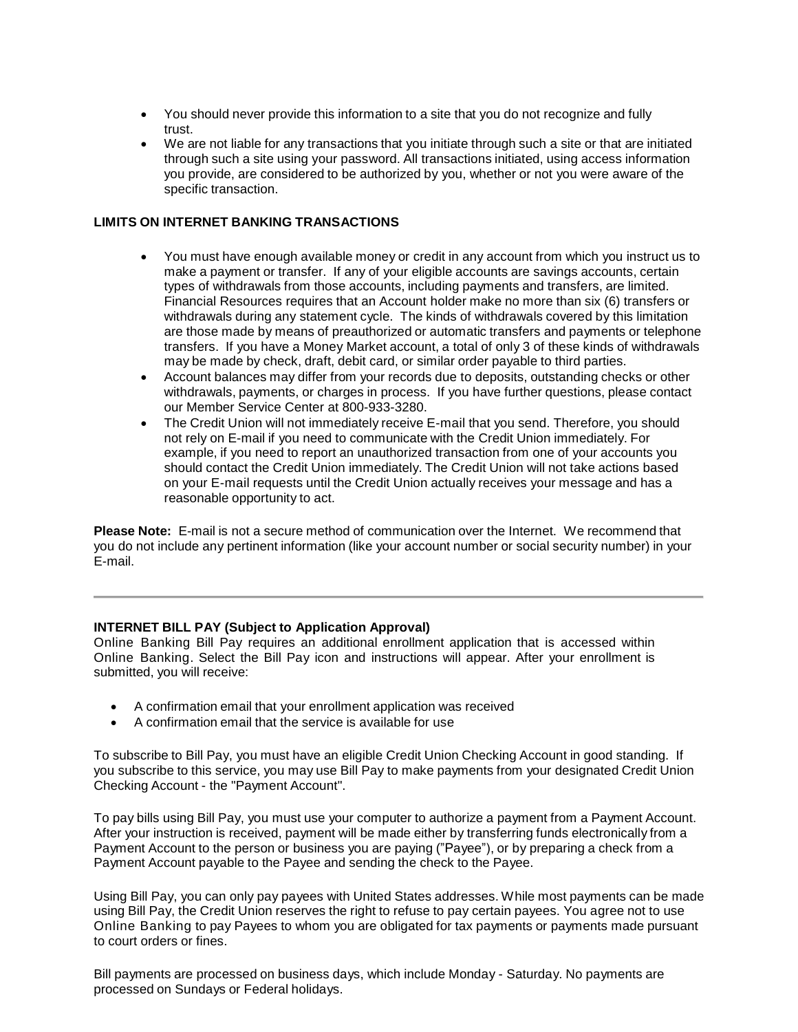- You should never provide this information to a site that you do not recognize and fully trust.
- We are not liable for any transactions that you initiate through such a site or that are initiated through such a site using your password. All transactions initiated, using access information you provide, are considered to be authorized by you, whether or not you were aware of the specific transaction.

**LIMITS ON INTERNET BANKING TRANSACTIONS**

- You must have enough available money or credit in any account from which you instruct us to make a payment or transfer. If any of your eligible accounts are savings accounts, certain types of withdrawals from those accounts, including payments and transfers, are limited. Financial Resources requires that an Account holder make no more than six (6) transfers or withdrawals during any statement cycle. The kinds of withdrawals covered by this limitation are those made by means of preauthorized or automatic transfers and payments or telephone transfers. If you have a Money Market account, a total of only 3 of these kinds of withdrawals may be made by check, draft, debit card, or similar order payable to third parties.
- Account balances may differ from your records due to deposits, outstanding checks or other withdrawals, payments, or charges in process. If you have further questions, please contact our Member Service Center at 800-933-3280.
- The Credit Union will not immediately receive E-mail that you send. Therefore, you should not rely on E-mail if you need to communicate with the Credit Union immediately. For example, if you need to report an unauthorized transaction from one of your accounts you should contact the Credit Union immediately. The Credit Union will not take actions based on your E-mail requests until the Credit Union actually receives your message and has a reasonable opportunity to act.

**Please Note:** E-mail is not a secure method of communication over the Internet. We recommend that you do not include any pertinent information (like your account number or social security number) in your E-mail.

---

**INTERNET BILL PAY (Subject to Application Approval)**

Online Banking Bill Pay requires an additional enrollment application that is accessed within Online Banking. Select the Bill Pay icon and instructions will appear. After your enrollment is submitted, you will receive:

- A confirmation email that your enrollment application was received
- A confirmation email that the service is available for use

To subscribe to Bill Pay, you must have an eligible Credit Union Checking Account in good standing. If you subscribe to this service, you may use Bill Pay to make payments from your designated Credit Union Checking Account - the "Payment Account".

To pay bills using Bill Pay, you must use your computer to authorize a payment from a Payment Account. After your instruction is received, payment will be made either by transferring funds electronically from a Payment Account to the person or business you are paying ("Payee"), or by preparing a check from a Payment Account payable to the Payee and sending the check to the Payee.

Using Bill Pay, you can only pay payees with United States addresses. While most payments can be made using Bill Pay, the Credit Union reserves the right to refuse to pay certain payees. You agree not to use Online Banking to pay Payees to whom you are obligated for tax payments or payments made pursuant to court orders or fines.

Bill payments are processed on business days, which include Monday - Saturday. No payments are processed on Sundays or Federal holidays.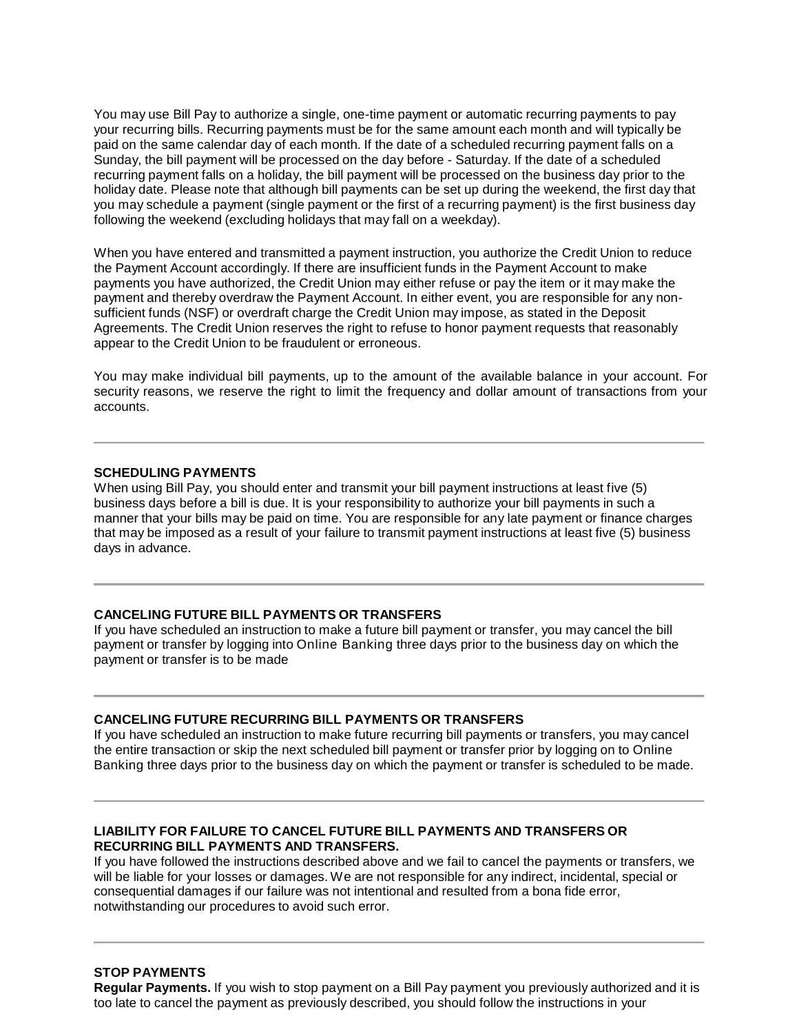You may use Bill Pay to authorize a single, one-time payment or automatic recurring payments to pay your recurring bills. Recurring payments must be for the same amount each month and will typically be paid on the same calendar day of each month. If the date of a scheduled recurring payment falls on a Sunday, the bill payment will be processed on the day before - Saturday. If the date of a scheduled recurring payment falls on a holiday, the bill payment will be processed on the business day prior to the holiday date. Please note that although bill payments can be set up during the weekend, the first day that you may schedule a payment (single payment or the first of a recurring payment) is the first business day following the weekend (excluding holidays that may fall on a weekday).

When you have entered and transmitted a payment instruction, you authorize the Credit Union to reduce the Payment Account accordingly. If there are insufficient funds in the Payment Account to make payments you have authorized, the Credit Union may either refuse or pay the item or it may make the payment and thereby overdraw the Payment Account. In either event, you are responsible for any non-sufficient funds (NSF) or overdraft charge the Credit Union may impose, as stated in the Deposit Agreements. The Credit Union reserves the right to refuse to honor payment requests that reasonably appear to the Credit Union to be fraudulent or erroneous.

You may make individual bill payments, up to the amount of the available balance in your account. For security reasons, we reserve the right to limit the frequency and dollar amount of transactions from your accounts.

---

**SCHEDULING PAYMENTS**

When using Bill Pay, you should enter and transmit your bill payment instructions at least five (5) business days before a bill is due. It is your responsibility to authorize your bill payments in such a manner that your bills may be paid on time. You are responsible for any late payment or finance charges that may be imposed as a result of your failure to transmit payment instructions at least five (5) business days in advance.

---

**CANCELING FUTURE BILL PAYMENTS OR TRANSFERS**

If you have scheduled an instruction to make a future bill payment or transfer, you may cancel the bill payment or transfer by logging into Online Banking three days prior to the business day on which the payment or transfer is to be made

---

**CANCELING FUTURE RECURRING BILL PAYMENTS OR TRANSFERS**

If you have scheduled an instruction to make future recurring bill payments or transfers, you may cancel the entire transaction or skip the next scheduled bill payment or transfer prior by logging on to Online Banking three days prior to the business day on which the payment or transfer is scheduled to be made.

---

**LIABILITY FOR FAILURE TO CANCEL FUTURE BILL PAYMENTS AND TRANSFERS OR RECURRING BILL PAYMENTS AND TRANSFERS.**

If you have followed the instructions described above and we fail to cancel the payments or transfers, we will be liable for your losses or damages. We are not responsible for any indirect, incidental, special or consequential damages if our failure was not intentional and resulted from a bona fide error, notwithstanding our procedures to avoid such error.

---

**STOP PAYMENTS**

**Regular Payments.** If you wish to stop payment on a Bill Pay payment you previously authorized and it is too late to cancel the payment as previously described, you should follow the instructions in your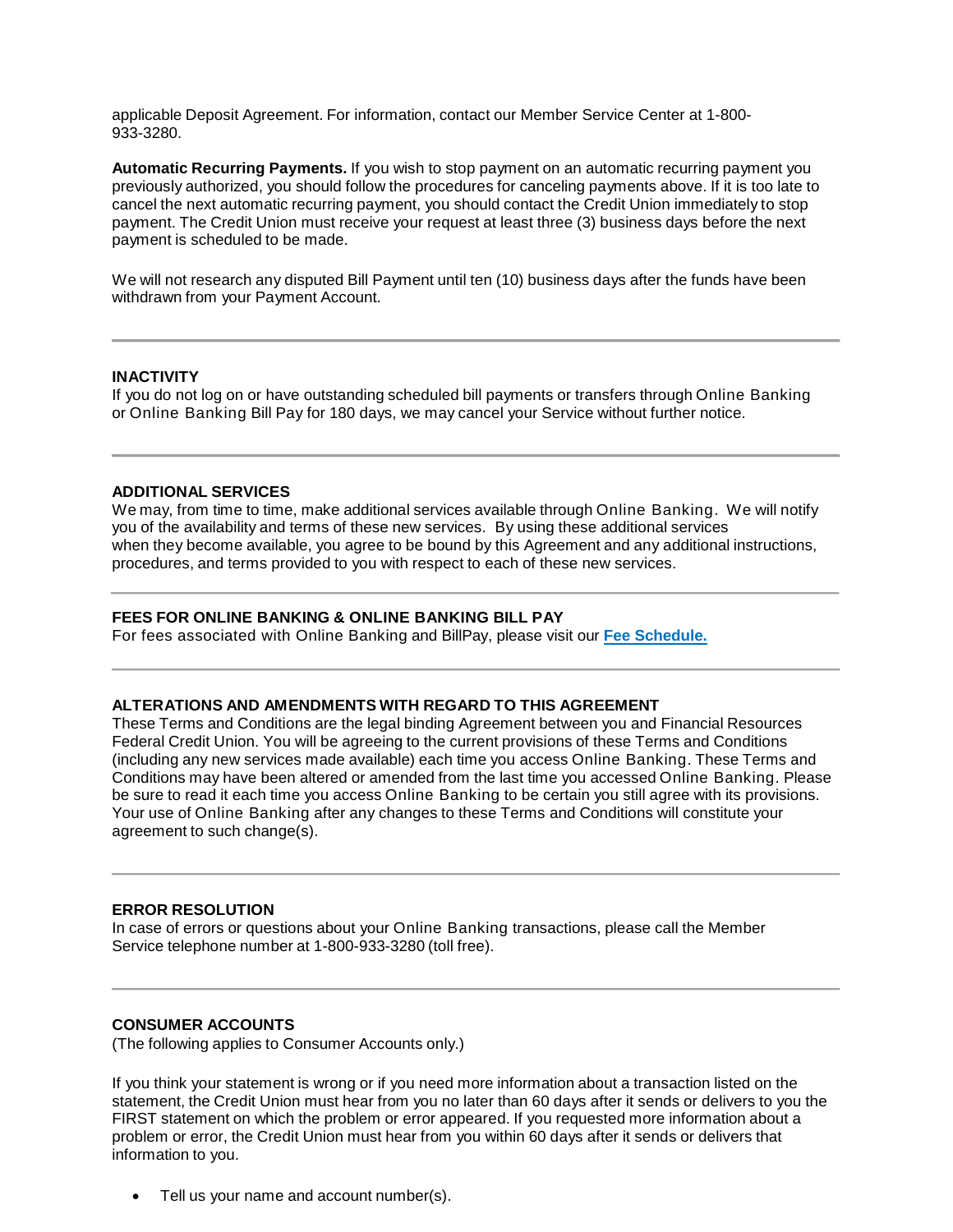applicable Deposit Agreement. For information, contact our Member Service Center at 1-800-933-3280.

**Automatic Recurring Payments.** If you wish to stop payment on an automatic recurring payment you previously authorized, you should follow the procedures for canceling payments above. If it is too late to cancel the next automatic recurring payment, you should contact the Credit Union immediately to stop payment. The Credit Union must receive your request at least three (3) business days before the next payment is scheduled to be made.

We will not research any disputed Bill Payment until ten (10) business days after the funds have been withdrawn from your Payment Account.

---

**INACTIVITY**

If you do not log on or have outstanding scheduled bill payments or transfers through Online Banking or Online Banking Bill Pay for 180 days, we may cancel your Service without further notice.

---

**ADDITIONAL SERVICES**

We may, from time to time, make additional services available through Online Banking. We will notify you of the availability and terms of these new services. By using these additional services when they become available, you agree to be bound by this Agreement and any additional instructions, procedures, and terms provided to you with respect to each of these new services.

---

**FEES FOR ONLINE BANKING & ONLINE BANKING BILL PAY**

For fees associated with Online Banking and BillPay, please visit our **Fee Schedule.**

---

**ALTERATIONS AND AMENDMENTS WITH REGARD TO THIS AGREEMENT**

These Terms and Conditions are the legal binding Agreement between you and Financial Resources Federal Credit Union. You will be agreeing to the current provisions of these Terms and Conditions (including any new services made available) each time you access Online Banking. These Terms and Conditions may have been altered or amended from the last time you accessed Online Banking. Please be sure to read it each time you access Online Banking to be certain you still agree with its provisions. Your use of Online Banking after any changes to these Terms and Conditions will constitute your agreement to such change(s).

---

**ERROR RESOLUTION**

In case of errors or questions about your Online Banking transactions, please call the Member Service telephone number at 1-800-933-3280 (toll free).

---

**CONSUMER ACCOUNTS**

(The following applies to Consumer Accounts only.)

If you think your statement is wrong or if you need more information about a transaction listed on the statement, the Credit Union must hear from you no later than 60 days after it sends or delivers to you the FIRST statement on which the problem or error appeared. If you requested more information about a problem or error, the Credit Union must hear from you within 60 days after it sends or delivers that information to you.

- Tell us your name and account number(s).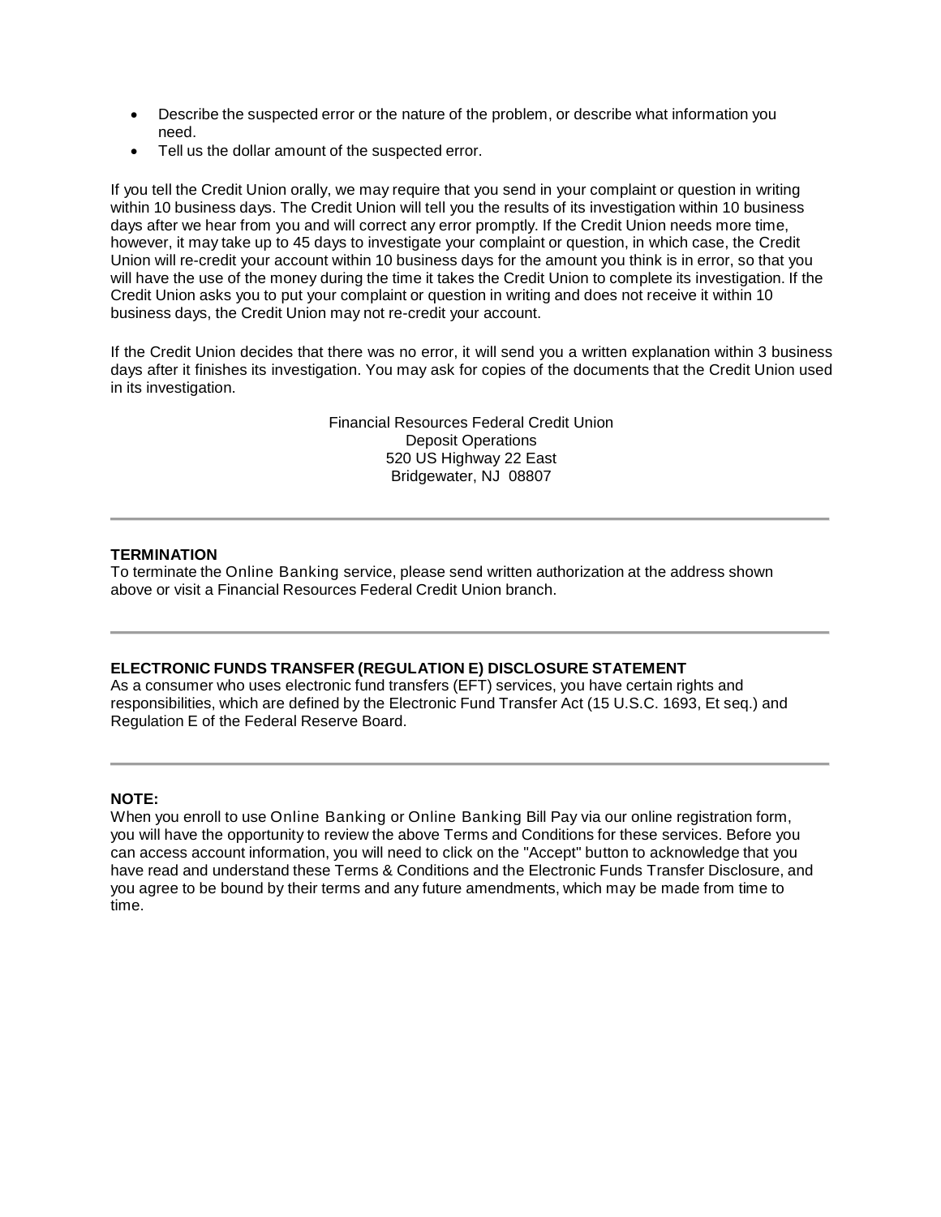- Describe the suspected error or the nature of the problem, or describe what information you need.
- Tell us the dollar amount of the suspected error.

If you tell the Credit Union orally, we may require that you send in your complaint or question in writing within 10 business days. The Credit Union will tell you the results of its investigation within 10 business days after we hear from you and will correct any error promptly. If the Credit Union needs more time, however, it may take up to 45 days to investigate your complaint or question, in which case, the Credit Union will re-credit your account within 10 business days for the amount you think is in error, so that you will have the use of the money during the time it takes the Credit Union to complete its investigation. If the Credit Union asks you to put your complaint or question in writing and does not receive it within 10 business days, the Credit Union may not re-credit your account.

If the Credit Union decides that there was no error, it will send you a written explanation within 3 business days after it finishes its investigation. You may ask for copies of the documents that the Credit Union used in its investigation.

Financial Resources Federal Credit Union
Deposit Operations
520 US Highway 22 East
Bridgewater, NJ 08807

---

**TERMINATION**
To terminate the Online Banking service, please send written authorization at the address shown above or visit a Financial Resources Federal Credit Union branch.

---

**ELECTRONIC FUNDS TRANSFER (REGULATION E) DISCLOSURE STATEMENT**
As a consumer who uses electronic fund transfers (EFT) services, you have certain rights and responsibilities, which are defined by the Electronic Fund Transfer Act (15 U.S.C. 1693, Et seq.) and Regulation E of the Federal Reserve Board.

---

**NOTE:**
When you enroll to use Online Banking or Online Banking Bill Pay via our online registration form, you will have the opportunity to review the above Terms and Conditions for these services. Before you can access account information, you will need to click on the "Accept" button to acknowledge that you have read and understand these Terms & Conditions and the Electronic Funds Transfer Disclosure, and you agree to be bound by their terms and any future amendments, which may be made from time to time.